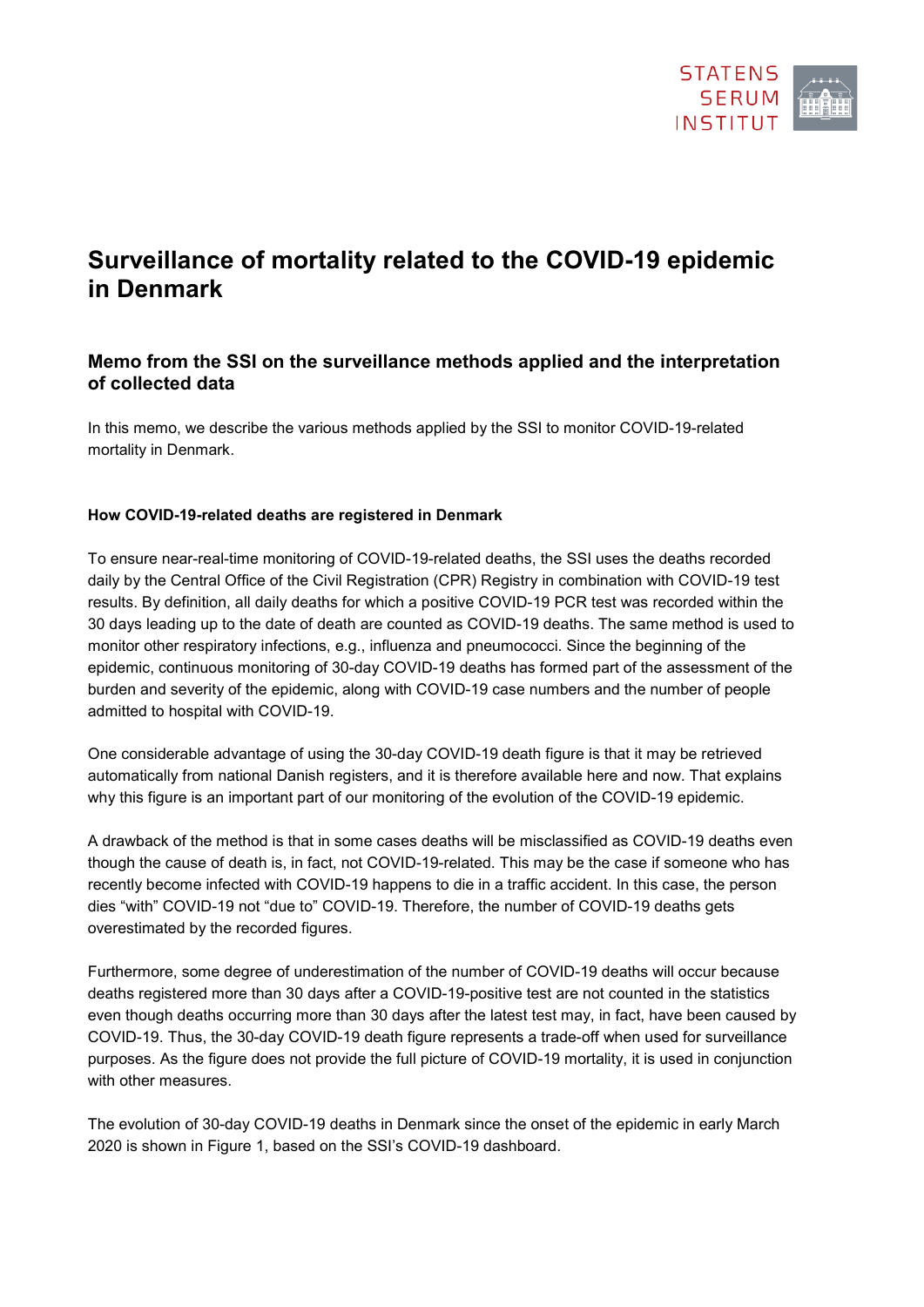# Surveillance of mortality related to the COVID-19 epidemic in Denmark

## Memo from the SSI on the surveillance methods applied and the interpretation of collected data

In this memo, we describe the various methods applied by the SSI to monitor COVID-19-related mortality in Denmark.

**How COVID-19-related deaths are registered in Denmark**

To ensure near-real-time monitoring of COVID-19-related deaths, the SSI uses the deaths recorded daily by the Central Office of the Civil Registration (CPR) Registry in combination with COVID-19 test results. By definition, all daily deaths for which a positive COVID-19 PCR test was recorded within the 30 days leading up to the date of death are counted as COVID-19 deaths. The same method is used to monitor other respiratory infections, e.g., influenza and pneumococci. Since the beginning of the epidemic, continuous monitoring of 30-day COVID-19 deaths has formed part of the assessment of the burden and severity of the epidemic, along with COVID-19 case numbers and the number of people admitted to hospital with COVID-19.

One considerable advantage of using the 30-day COVID-19 death figure is that it may be retrieved automatically from national Danish registers, and it is therefore available here and now. That explains why this figure is an important part of our monitoring of the evolution of the COVID-19 epidemic.

A drawback of the method is that in some cases deaths will be misclassified as COVID-19 deaths even though the cause of death is, in fact, not COVID-19-related. This may be the case if someone who has recently become infected with COVID-19 happens to die in a traffic accident. In this case, the person dies "with" COVID-19 not "due to" COVID-19. Therefore, the number of COVID-19 deaths gets overestimated by the recorded figures.

Furthermore, some degree of underestimation of the number of COVID-19 deaths will occur because deaths registered more than 30 days after a COVID-19-positive test are not counted in the statistics even though deaths occurring more than 30 days after the latest test may, in fact, have been caused by COVID-19. Thus, the 30-day COVID-19 death figure represents a trade-off when used for surveillance purposes. As the figure does not provide the full picture of COVID-19 mortality, it is used in conjunction with other measures.

The evolution of 30-day COVID-19 deaths in Denmark since the onset of the epidemic in early March 2020 is shown in Figure 1, based on the SSI's COVID-19 dashboard.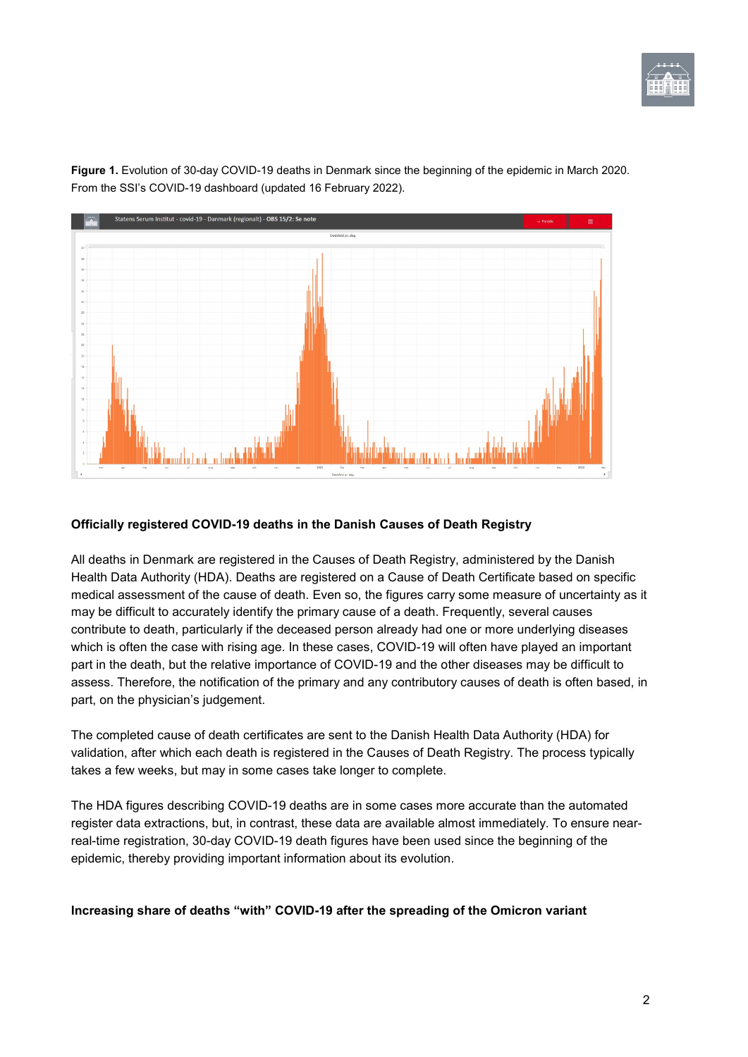**Figure 1.** Evolution of 30-day COVID-19 deaths in Denmark since the beginning of the epidemic in March 2020. From the SSI's COVID-19 dashboard (updated 16 February 2022).

**Officially registered COVID-19 deaths in the Danish Causes of Death Registry**

All deaths in Denmark are registered in the Causes of Death Registry, administered by the Danish Health Data Authority (HDA). Deaths are registered on a Cause of Death Certificate based on specific medical assessment of the cause of death. Even so, the figures carry some measure of uncertainty as it may be difficult to accurately identify the primary cause of a death. Frequently, several causes contribute to death, particularly if the deceased person already had one or more underlying diseases which is often the case with rising age. In these cases, COVID-19 will often have played an important part in the death, but the relative importance of COVID-19 and the other diseases may be difficult to assess. Therefore, the notification of the primary and any contributory causes of death is often based, in part, on the physician's judgement.

The completed cause of death certificates are sent to the Danish Health Data Authority (HDA) for validation, after which each death is registered in the Causes of Death Registry. The process typically takes a few weeks, but may in some cases take longer to complete.

The HDA figures describing COVID-19 deaths are in some cases more accurate than the automated register data extractions, but, in contrast, these data are available almost immediately. To ensure near-real-time registration, 30-day COVID-19 death figures have been used since the beginning of the epidemic, thereby providing important information about its evolution.

**Increasing share of deaths "with" COVID-19 after the spreading of the Omicron variant**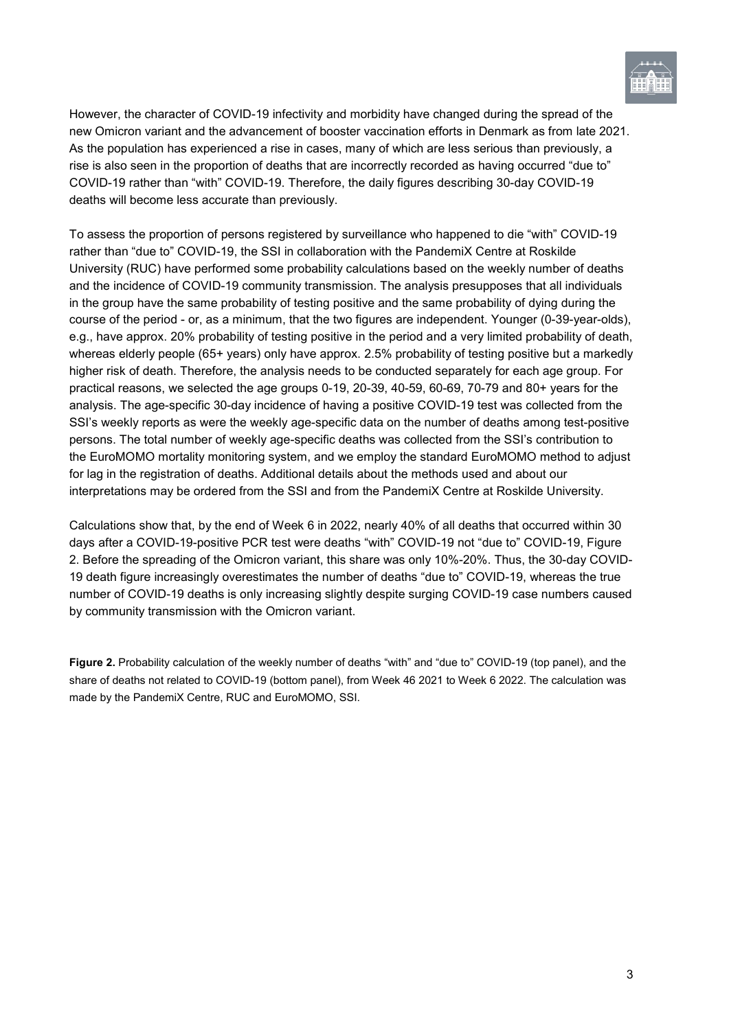However, the character of COVID-19 infectivity and morbidity have changed during the spread of the new Omicron variant and the advancement of booster vaccination efforts in Denmark as from late 2021. As the population has experienced a rise in cases, many of which are less serious than previously, a rise is also seen in the proportion of deaths that are incorrectly recorded as having occurred "due to" COVID-19 rather than "with" COVID-19. Therefore, the daily figures describing 30-day COVID-19 deaths will become less accurate than previously.

To assess the proportion of persons registered by surveillance who happened to die "with" COVID-19 rather than "due to" COVID-19, the SSI in collaboration with the PandemiX Centre at Roskilde University (RUC) have performed some probability calculations based on the weekly number of deaths and the incidence of COVID-19 community transmission. The analysis presupposes that all individuals in the group have the same probability of testing positive and the same probability of dying during the course of the period - or, as a minimum, that the two figures are independent. Younger (0-39-year-olds), e.g., have approx. 20% probability of testing positive in the period and a very limited probability of death, whereas elderly people (65+ years) only have approx. 2.5% probability of testing positive but a markedly higher risk of death. Therefore, the analysis needs to be conducted separately for each age group. For practical reasons, we selected the age groups 0-19, 20-39, 40-59, 60-69, 70-79 and 80+ years for the analysis. The age-specific 30-day incidence of having a positive COVID-19 test was collected from the SSI's weekly reports as were the weekly age-specific data on the number of deaths among test-positive persons. The total number of weekly age-specific deaths was collected from the SSI's contribution to the EuroMOMO mortality monitoring system, and we employ the standard EuroMOMO method to adjust for lag in the registration of deaths. Additional details about the methods used and about our interpretations may be ordered from the SSI and from the PandemiX Centre at Roskilde University.

Calculations show that, by the end of Week 6 in 2022, nearly 40% of all deaths that occurred within 30 days after a COVID-19-positive PCR test were deaths "with" COVID-19 not "due to" COVID-19, Figure 2. Before the spreading of the Omicron variant, this share was only 10%-20%. Thus, the 30-day COVID-19 death figure increasingly overestimates the number of deaths "due to" COVID-19, whereas the true number of COVID-19 deaths is only increasing slightly despite surging COVID-19 case numbers caused by community transmission with the Omicron variant.

**Figure 2.** Probability calculation of the weekly number of deaths "with" and "due to" COVID-19 (top panel), and the share of deaths not related to COVID-19 (bottom panel), from Week 46 2021 to Week 6 2022. The calculation was made by the PandemiX Centre, RUC and EuroMOMO, SSI.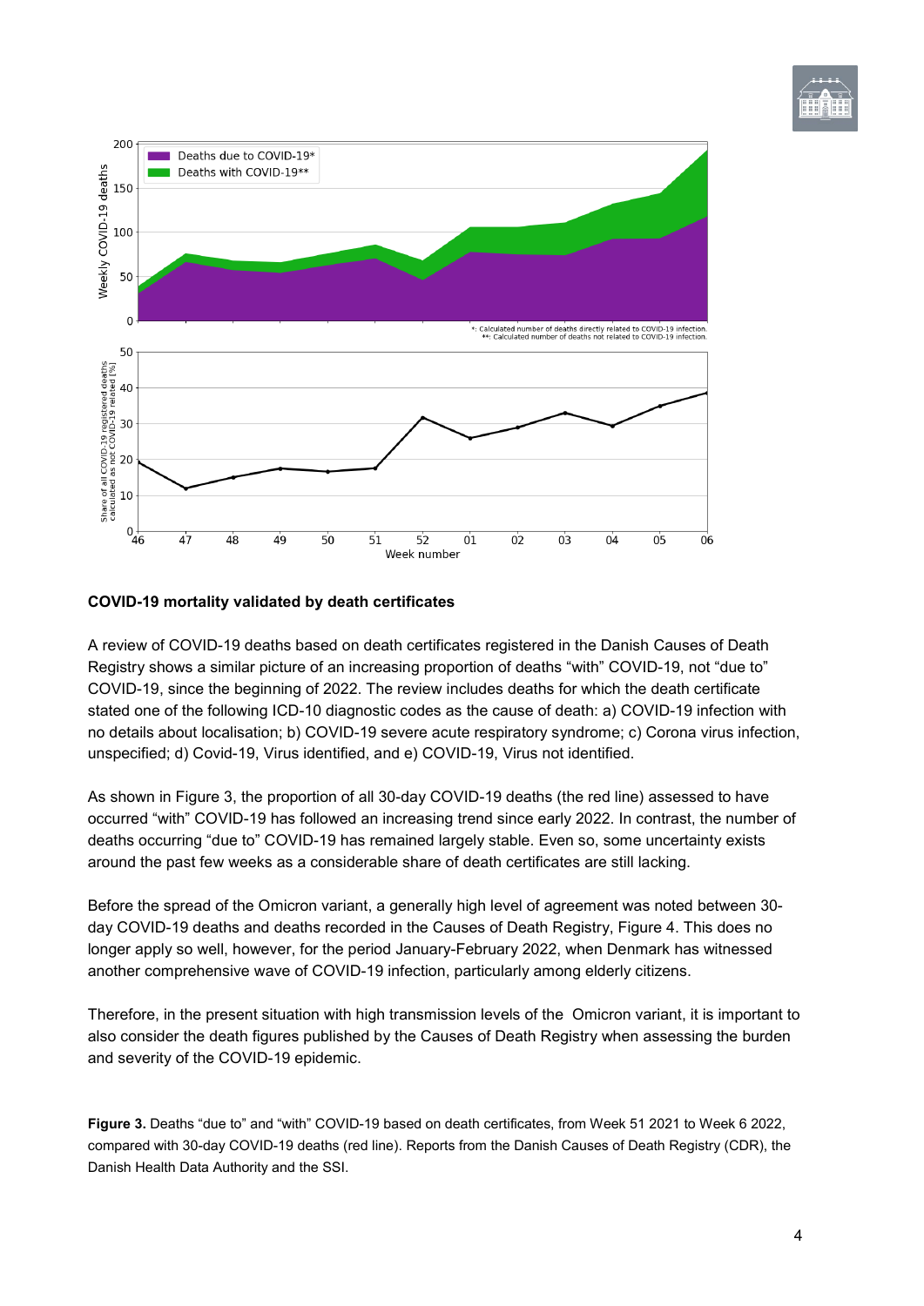**COVID-19 mortality validated by death certificates**

A review of COVID-19 deaths based on death certificates registered in the Danish Causes of Death Registry shows a similar picture of an increasing proportion of deaths "with" COVID-19, not "due to" COVID-19, since the beginning of 2022. The review includes deaths for which the death certificate stated one of the following ICD-10 diagnostic codes as the cause of death: a) COVID-19 infection with no details about localisation; b) COVID-19 severe acute respiratory syndrome; c) Corona virus infection, unspecified; d) Covid-19, Virus identified, and e) COVID-19, Virus not identified.

As shown in Figure 3, the proportion of all 30-day COVID-19 deaths (the red line) assessed to have occurred "with" COVID-19 has followed an increasing trend since early 2022. In contrast, the number of deaths occurring "due to" COVID-19 has remained largely stable. Even so, some uncertainty exists around the past few weeks as a considerable share of death certificates are still lacking.

Before the spread of the Omicron variant, a generally high level of agreement was noted between 30-day COVID-19 deaths and deaths recorded in the Causes of Death Registry, Figure 4. This does no longer apply so well, however, for the period January-February 2022, when Denmark has witnessed another comprehensive wave of COVID-19 infection, particularly among elderly citizens.

Therefore, in the present situation with high transmission levels of the Omicron variant, it is important to also consider the death figures published by the Causes of Death Registry when assessing the burden and severity of the COVID-19 epidemic.

**Figure 3.** Deaths "due to" and "with" COVID-19 based on death certificates, from Week 51 2021 to Week 6 2022, compared with 30-day COVID-19 deaths (red line). Reports from the Danish Causes of Death Registry (CDR), the Danish Health Data Authority and the SSI.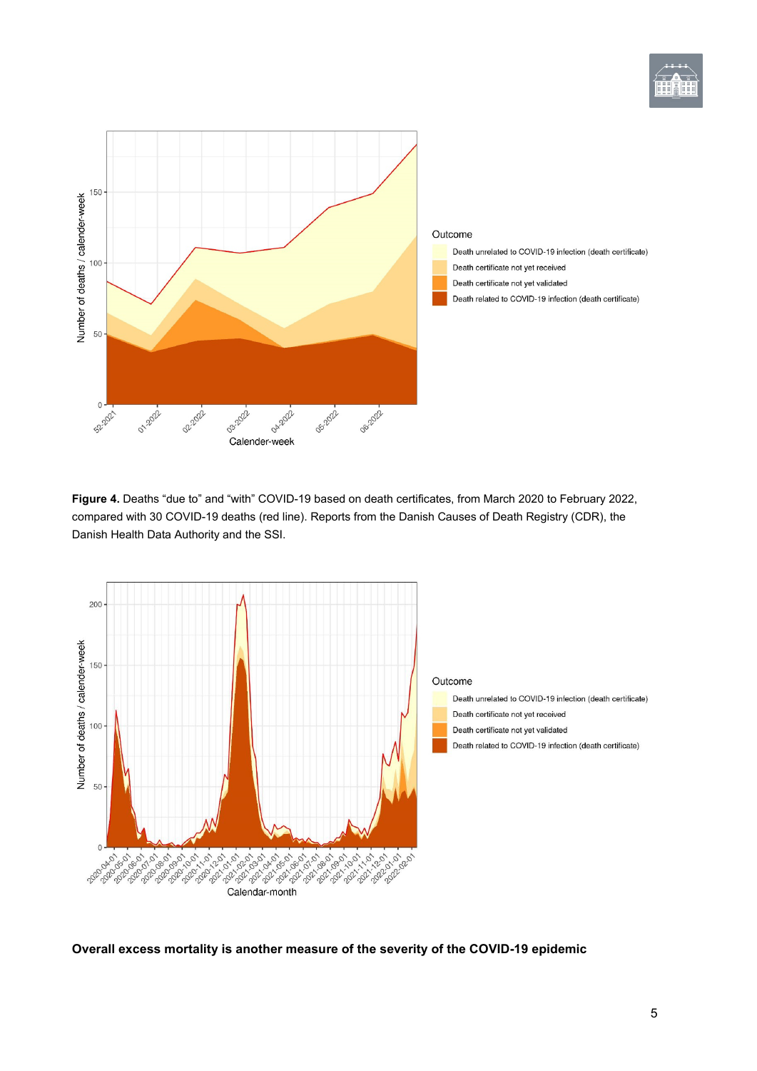**Figure 4.** Deaths "due to" and "with" COVID-19 based on death certificates, from March 2020 to February 2022, compared with 30 COVID-19 deaths (red line). Reports from the Danish Causes of Death Registry (CDR), the Danish Health Data Authority and the SSI.

**Overall excess mortality is another measure of the severity of the COVID-19 epidemic**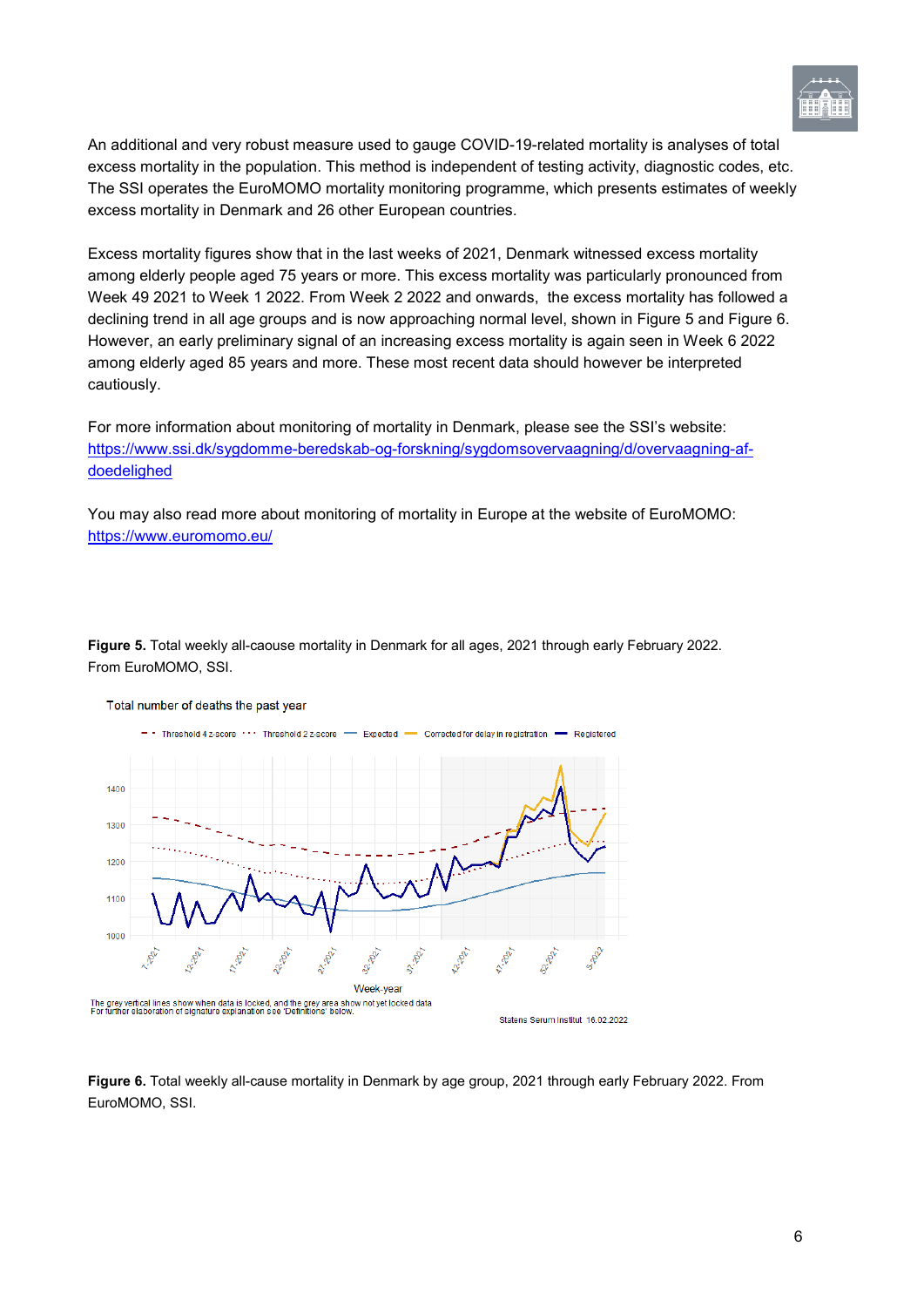An additional and very robust measure used to gauge COVID-19-related mortality is analyses of total excess mortality in the population. This method is independent of testing activity, diagnostic codes, etc. The SSI operates the EuroMOMO mortality monitoring programme, which presents estimates of weekly excess mortality in Denmark and 26 other European countries.

Excess mortality figures show that in the last weeks of 2021, Denmark witnessed excess mortality among elderly people aged 75 years or more. This excess mortality was particularly pronounced from Week 49 2021 to Week 1 2022. From Week 2 2022 and onwards, the excess mortality has followed a declining trend in all age groups and is now approaching normal level, shown in Figure 5 and Figure 6. However, an early preliminary signal of an increasing excess mortality is again seen in Week 6 2022 among elderly aged 85 years and more. These most recent data should however be interpreted cautiously.

For more information about monitoring of mortality in Denmark, please see the SSI's website: https://www.ssi.dk/sygdomme-beredskab-og-forskning/sygdomsovervaagning/d/overvaagning-af-doedelighed

You may also read more about monitoring of mortality in Europe at the website of EuroMOMO: https://www.euromomo.eu/

**Figure 5.** Total weekly all-caouse mortality in Denmark for all ages, 2021 through early February 2022. From EuroMOMO, SSI.

**Figure 6.** Total weekly all-cause mortality in Denmark by age group, 2021 through early February 2022. From EuroMOMO, SSI.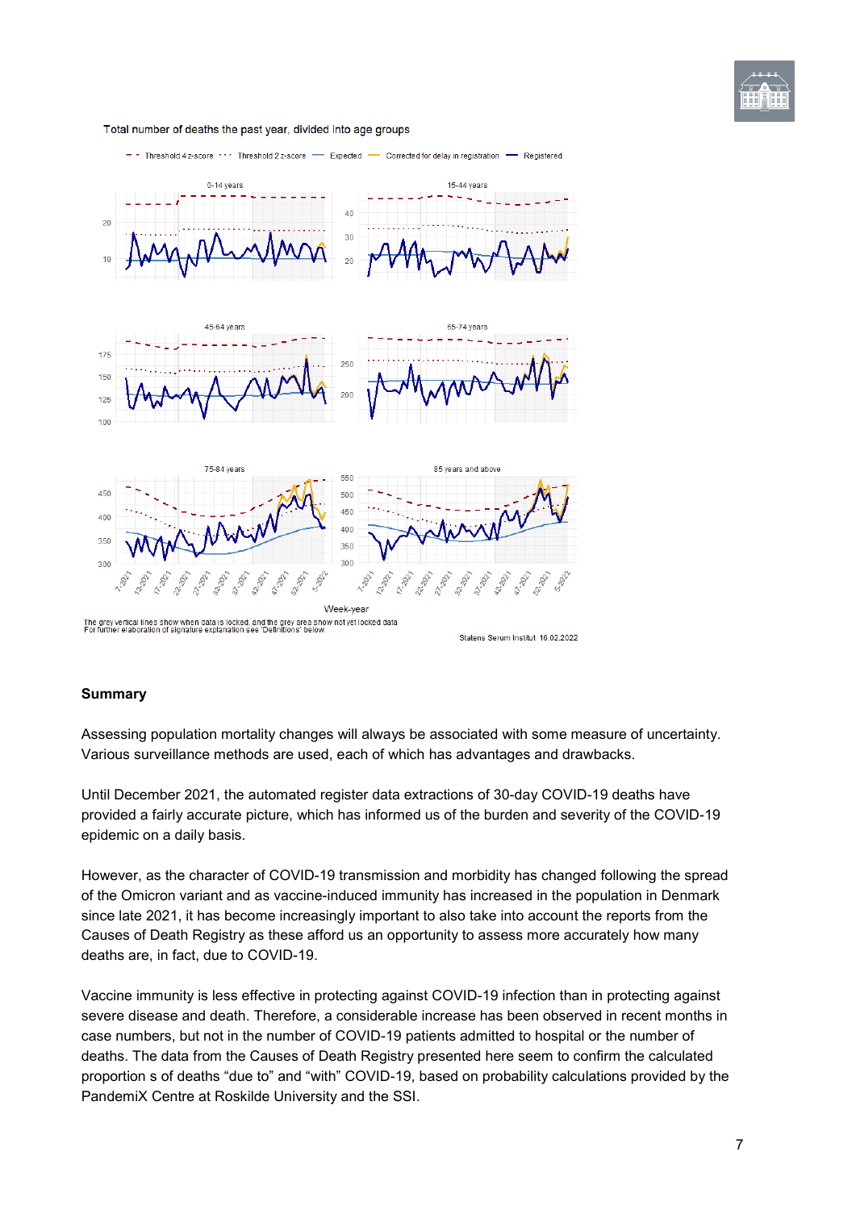Total number of deaths the past year, divided into age groups

The grey vertical lines show when data is locked, and the grey area show not yet locked data
For further elaboration of signature explanation see 'Definitions' below.

Statens Serum Institut 16.02.2022

## Summary

Assessing population mortality changes will always be associated with some measure of uncertainty. Various surveillance methods are used, each of which has advantages and drawbacks.

Until December 2021, the automated register data extractions of 30-day COVID-19 deaths have provided a fairly accurate picture, which has informed us of the burden and severity of the COVID-19 epidemic on a daily basis.

However, as the character of COVID-19 transmission and morbidity has changed following the spread of the Omicron variant and as vaccine-induced immunity has increased in the population in Denmark since late 2021, it has become increasingly important to also take into account the reports from the Causes of Death Registry as these afford us an opportunity to assess more accurately how many deaths are, in fact, due to COVID-19.

Vaccine immunity is less effective in protecting against COVID-19 infection than in protecting against severe disease and death. Therefore, a considerable increase has been observed in recent months in case numbers, but not in the number of COVID-19 patients admitted to hospital or the number of deaths. The data from the Causes of Death Registry presented here seem to confirm the calculated proportion s of deaths "due to" and "with" COVID-19, based on probability calculations provided by the PandemiX Centre at Roskilde University and the SSI.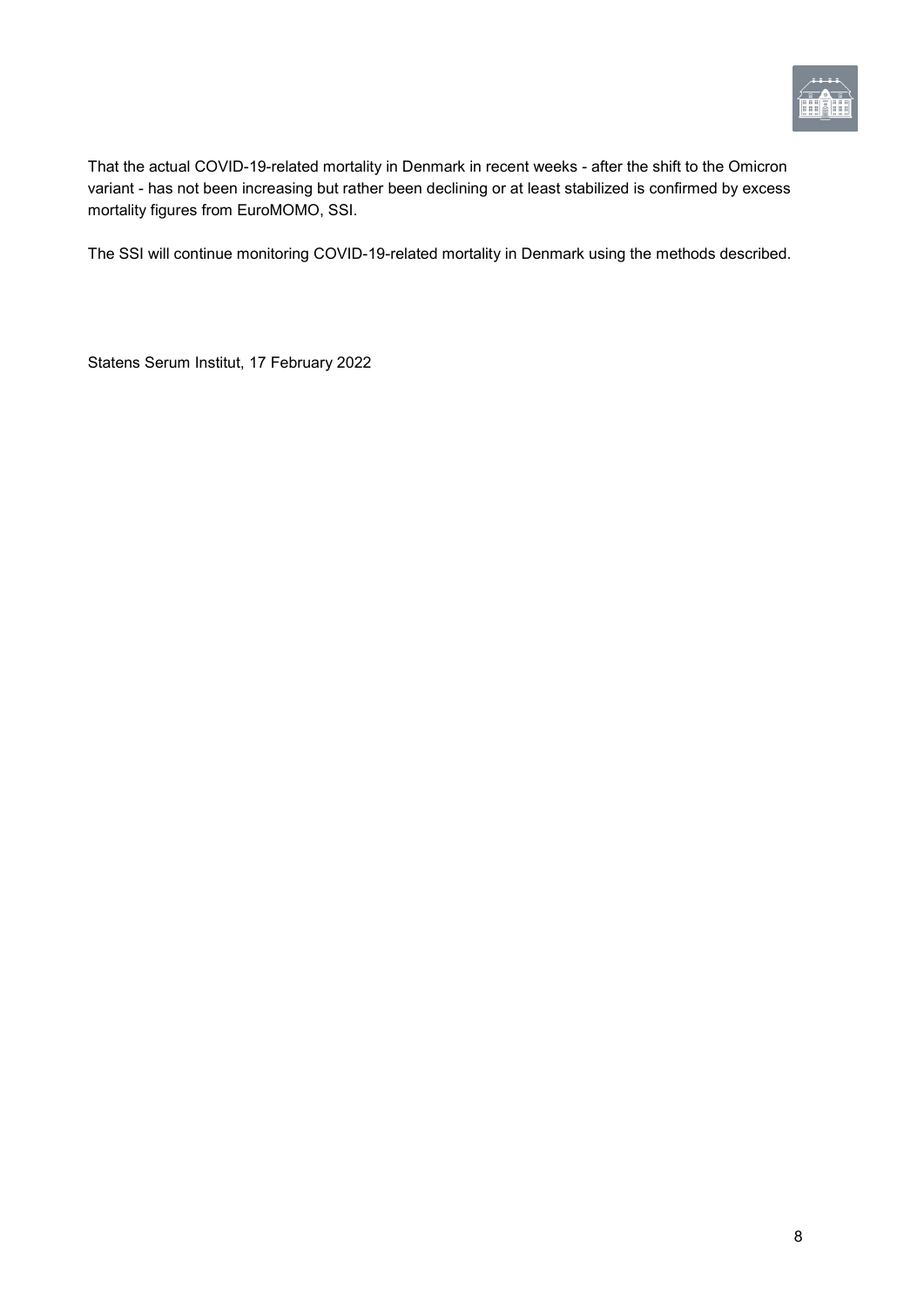That the actual COVID-19-related mortality in Denmark in recent weeks - after the shift to the Omicron variant - has not been increasing but rather been declining or at least stabilized is confirmed by excess mortality figures from EuroMOMO, SSI.

The SSI will continue monitoring COVID-19-related mortality in Denmark using the methods described.

Statens Serum Institut, 17 February 2022